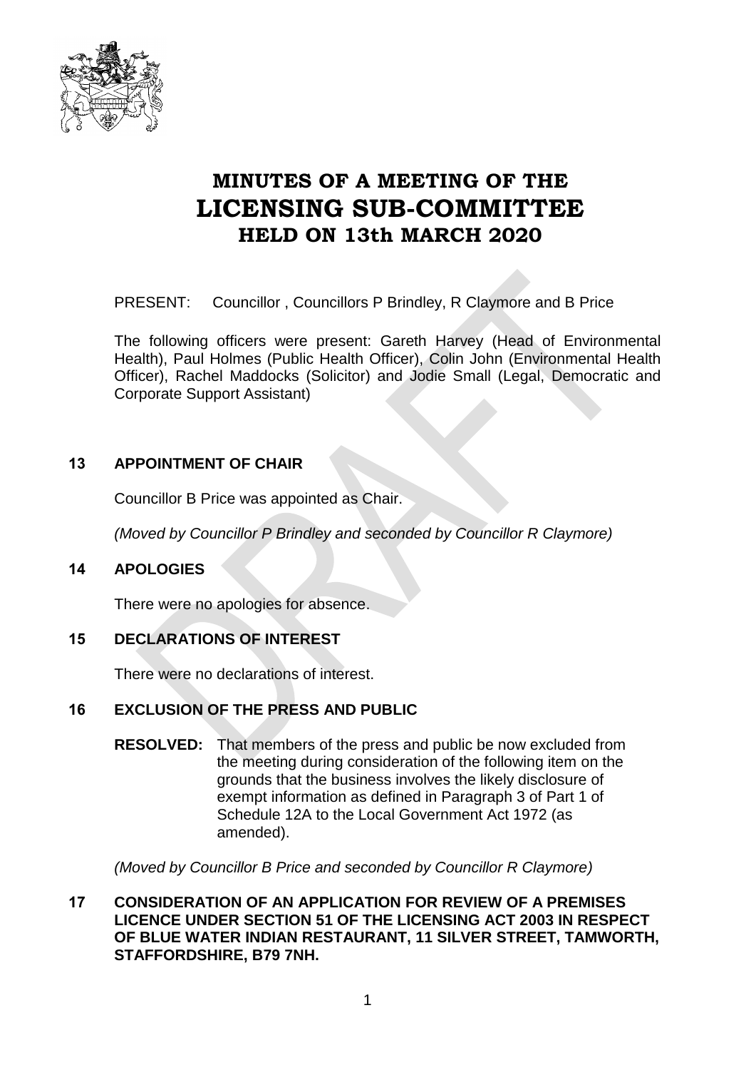# MINUTES OF A MEETING OF THE LICENSING SUB-COMMITTEE HELD ON 13th MARCH 2020

PRESENT: Councillor , Councillors P Brindley, R Claymore and B Price

The following officers were present: Gareth Harvey (Head of Environmental Health), Paul Holmes (Public Health Officer), Colin John (Environmental Health Officer), Rachel Maddocks (Solicitor) and Jodie Small (Legal, Democratic and Corporate Support Assistant)

## 13 APPOINTMENT OF CHAIR

Councillor B Price was appointed as Chair.

*(Moved by Councillor P Brindley and seconded by Councillor R Claymore)*

## 14 APOLOGIES

There were no apologies for absence.

## 15 DECLARATIONS OF INTEREST

There were no declarations of interest.

## 16 EXCLUSION OF THE PRESS AND PUBLIC

**RESOLVED:** That members of the press and public be now excluded from the meeting during consideration of the following item on the grounds that the business involves the likely disclosure of exempt information as defined in Paragraph 3 of Part 1 of Schedule 12A to the Local Government Act 1972 (as amended).

*(Moved by Councillor B Price and seconded by Councillor R Claymore)*

## 17 CONSIDERATION OF AN APPLICATION FOR REVIEW OF A PREMISES LICENCE UNDER SECTION 51 OF THE LICENSING ACT 2003 IN RESPECT OF BLUE WATER INDIAN RESTAURANT, 11 SILVER STREET, TAMWORTH, STAFFORDSHIRE, B79 7NH.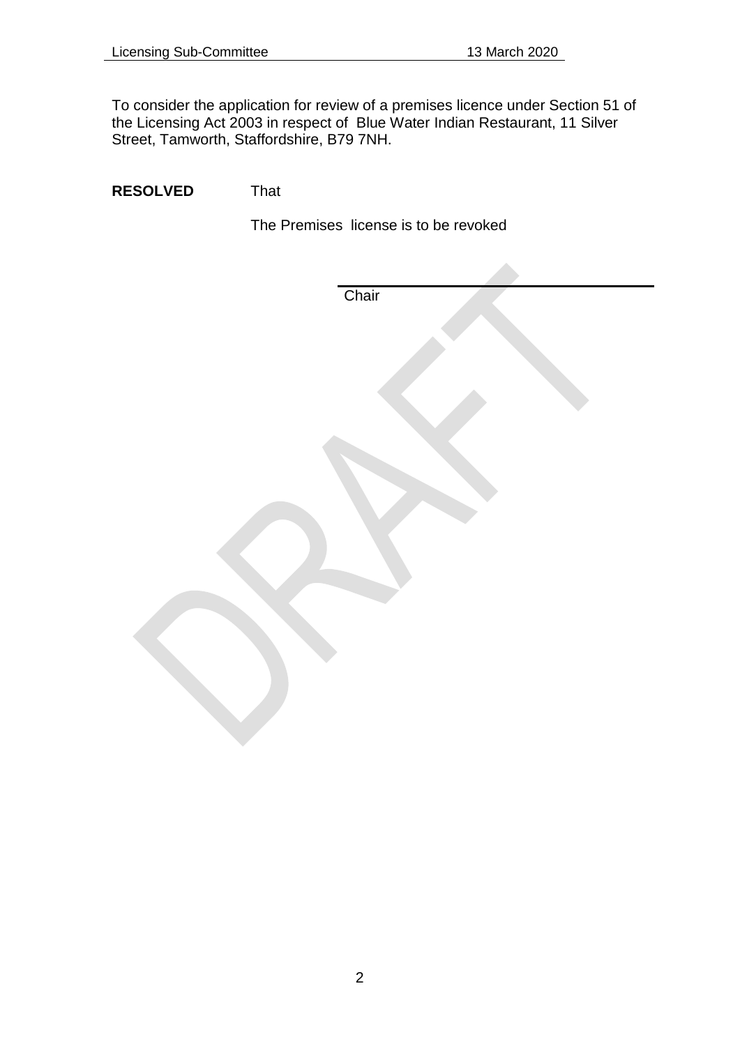To consider the application for review of a premises licence under Section 51 of the Licensing Act 2003 in respect of Blue Water Indian Restaurant, 11 Silver Street, Tamworth, Staffordshire, B79 7NH.

**RESOLVED** That

The Premises license is to be revoked

Chair